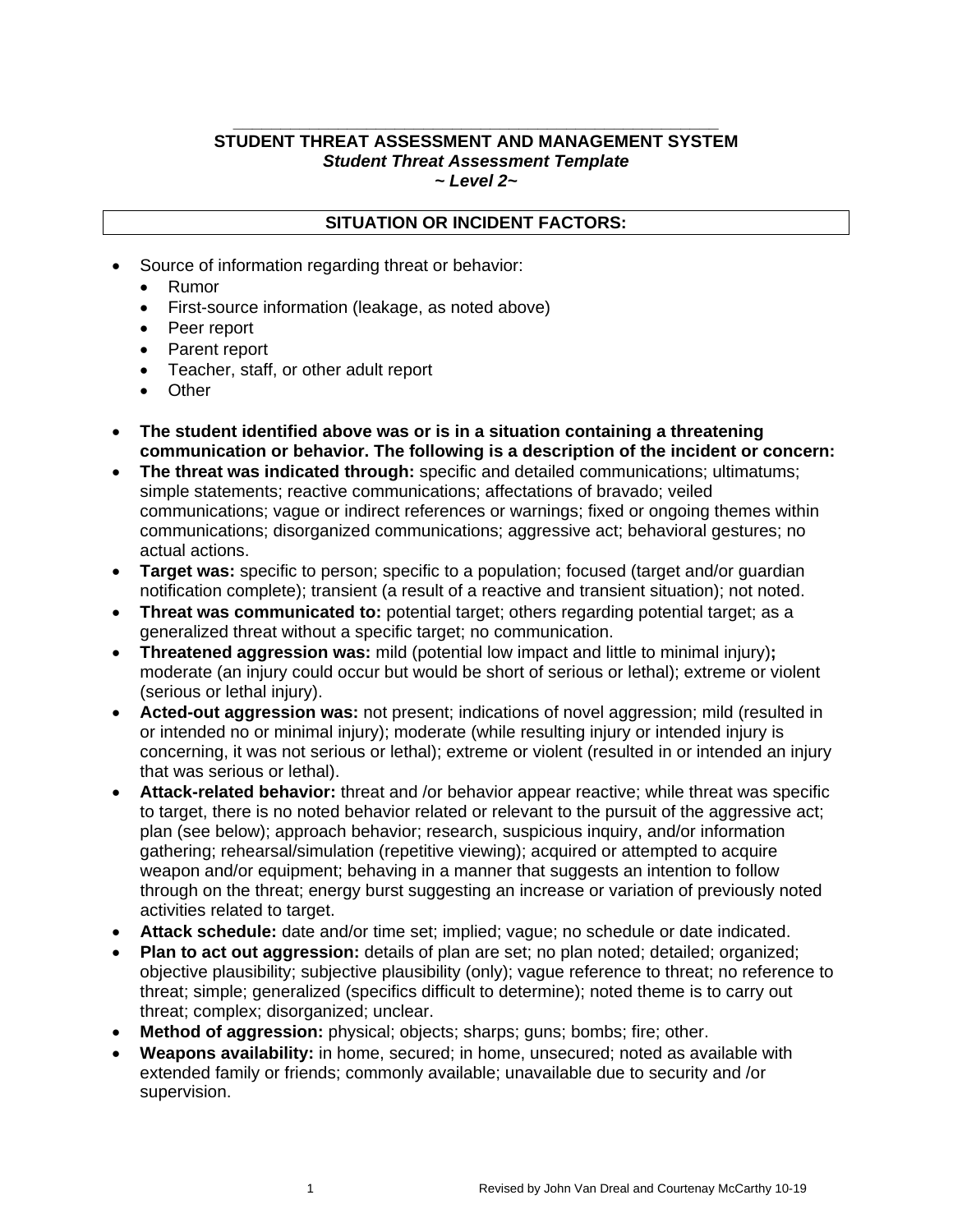**STUDENT THREAT ASSESSMENT AND MANAGEMENT SYSTEM**

***Student Threat Assessment Template***

***~ Level 2~***

## SITUATION OR INCIDENT FACTORS:

- Source of information regarding threat or behavior:
  - Rumor
  - First-source information (leakage, as noted above)
  - Peer report
  - Parent report
  - Teacher, staff, or other adult report
  - Other

- **The student identified above was or is in a situation containing a threatening communication or behavior. The following is a description of the incident or concern:**
- **The threat was indicated through:** specific and detailed communications; ultimatums; simple statements; reactive communications; affectations of bravado; veiled communications; vague or indirect references or warnings; fixed or ongoing themes within communications; disorganized communications; aggressive act; behavioral gestures; no actual actions.
- **Target was:** specific to person; specific to a population; focused (target and/or guardian notification complete); transient (a result of a reactive and transient situation); not noted.
- **Threat was communicated to:** potential target; others regarding potential target; as a generalized threat without a specific target; no communication.
- **Threatened aggression was:** mild (potential low impact and little to minimal injury)**;** moderate (an injury could occur but would be short of serious or lethal); extreme or violent (serious or lethal injury).
- **Acted-out aggression was:** not present; indications of novel aggression; mild (resulted in or intended no or minimal injury); moderate (while resulting injury or intended injury is concerning, it was not serious or lethal); extreme or violent (resulted in or intended an injury that was serious or lethal).
- **Attack-related behavior:** threat and /or behavior appear reactive; while threat was specific to target, there is no noted behavior related or relevant to the pursuit of the aggressive act; plan (see below); approach behavior; research, suspicious inquiry, and/or information gathering; rehearsal/simulation (repetitive viewing); acquired or attempted to acquire weapon and/or equipment; behaving in a manner that suggests an intention to follow through on the threat; energy burst suggesting an increase or variation of previously noted activities related to target.
- **Attack schedule:** date and/or time set; implied; vague; no schedule or date indicated.
- **Plan to act out aggression:** details of plan are set; no plan noted; detailed; organized; objective plausibility; subjective plausibility (only); vague reference to threat; no reference to threat; simple; generalized (specifics difficult to determine); noted theme is to carry out threat; complex; disorganized; unclear.
- **Method of aggression:** physical; objects; sharps; guns; bombs; fire; other.
- **Weapons availability:** in home, secured; in home, unsecured; noted as available with extended family or friends; commonly available; unavailable due to security and /or supervision.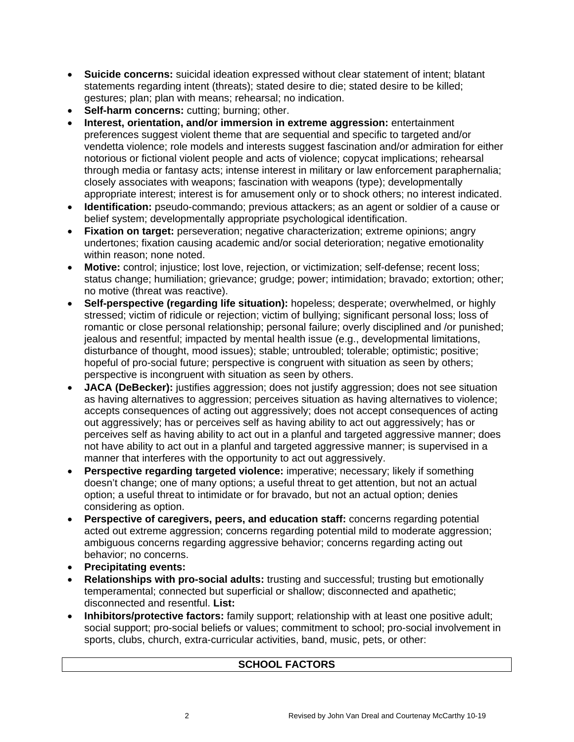- **Suicide concerns:** suicidal ideation expressed without clear statement of intent; blatant statements regarding intent (threats); stated desire to die; stated desire to be killed; gestures; plan; plan with means; rehearsal; no indication.
- **Self-harm concerns:** cutting; burning; other.
- **Interest, orientation, and/or immersion in extreme aggression:** entertainment preferences suggest violent theme that are sequential and specific to targeted and/or vendetta violence; role models and interests suggest fascination and/or admiration for either notorious or fictional violent people and acts of violence; copycat implications; rehearsal through media or fantasy acts; intense interest in military or law enforcement paraphernalia; closely associates with weapons; fascination with weapons (type); developmentally appropriate interest; interest is for amusement only or to shock others; no interest indicated.
- **Identification:** pseudo-commando; previous attackers; as an agent or soldier of a cause or belief system; developmentally appropriate psychological identification.
- **Fixation on target:** perseveration; negative characterization; extreme opinions; angry undertones; fixation causing academic and/or social deterioration; negative emotionality within reason; none noted.
- **Motive:** control; injustice; lost love, rejection, or victimization; self-defense; recent loss; status change; humiliation; grievance; grudge; power; intimidation; bravado; extortion; other; no motive (threat was reactive).
- **Self-perspective (regarding life situation):** hopeless; desperate; overwhelmed, or highly stressed; victim of ridicule or rejection; victim of bullying; significant personal loss; loss of romantic or close personal relationship; personal failure; overly disciplined and /or punished; jealous and resentful; impacted by mental health issue (e.g., developmental limitations, disturbance of thought, mood issues); stable; untroubled; tolerable; optimistic; positive; hopeful of pro-social future; perspective is congruent with situation as seen by others; perspective is incongruent with situation as seen by others.
- **JACA (DeBecker):** justifies aggression; does not justify aggression; does not see situation as having alternatives to aggression; perceives situation as having alternatives to violence; accepts consequences of acting out aggressively; does not accept consequences of acting out aggressively; has or perceives self as having ability to act out aggressively; has or perceives self as having ability to act out in a planful and targeted aggressive manner; does not have ability to act out in a planful and targeted aggressive manner; is supervised in a manner that interferes with the opportunity to act out aggressively.
- **Perspective regarding targeted violence:** imperative; necessary; likely if something doesn't change; one of many options; a useful threat to get attention, but not an actual option; a useful threat to intimidate or for bravado, but not an actual option; denies considering as option.
- **Perspective of caregivers, peers, and education staff:** concerns regarding potential acted out extreme aggression; concerns regarding potential mild to moderate aggression; ambiguous concerns regarding aggressive behavior; concerns regarding acting out behavior; no concerns.
- **Precipitating events:**
- **Relationships with pro-social adults:** trusting and successful; trusting but emotionally temperamental; connected but superficial or shallow; disconnected and apathetic; disconnected and resentful. **List:**
- **Inhibitors/protective factors:** family support; relationship with at least one positive adult; social support; pro-social beliefs or values; commitment to school; pro-social involvement in sports, clubs, church, extra-curricular activities, band, music, pets, or other:

## SCHOOL FACTORS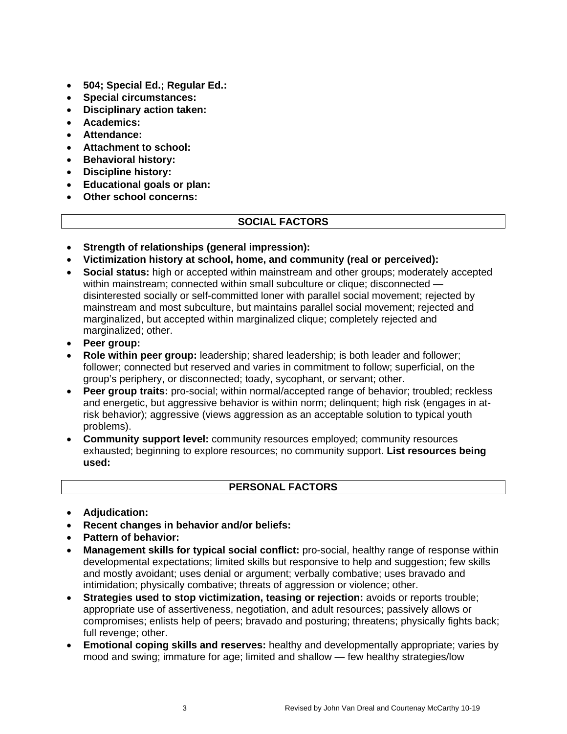- **504; Special Ed.; Regular Ed.:**
- **Special circumstances:**
- **Disciplinary action taken:**
- **Academics:**
- **Attendance:**
- **Attachment to school:**
- **Behavioral history:**
- **Discipline history:**
- **Educational goals or plan:**
- **Other school concerns:**

## SOCIAL FACTORS

- **Strength of relationships (general impression):**
- **Victimization history at school, home, and community (real or perceived):**
- **Social status:** high or accepted within mainstream and other groups; moderately accepted within mainstream; connected within small subculture or clique; disconnected — disinterested socially or self-committed loner with parallel social movement; rejected by mainstream and most subculture, but maintains parallel social movement; rejected and marginalized, but accepted within marginalized clique; completely rejected and marginalized; other.
- **Peer group:**
- **Role within peer group:** leadership; shared leadership; is both leader and follower; follower; connected but reserved and varies in commitment to follow; superficial, on the group's periphery, or disconnected; toady, sycophant, or servant; other.
- **Peer group traits:** pro-social; within normal/accepted range of behavior; troubled; reckless and energetic, but aggressive behavior is within norm; delinquent; high risk (engages in at-risk behavior); aggressive (views aggression as an acceptable solution to typical youth problems).
- **Community support level:** community resources employed; community resources exhausted; beginning to explore resources; no community support. **List resources being used:**

## PERSONAL FACTORS

- **Adjudication:**
- **Recent changes in behavior and/or beliefs:**
- **Pattern of behavior:**
- **Management skills for typical social conflict:** pro-social, healthy range of response within developmental expectations; limited skills but responsive to help and suggestion; few skills and mostly avoidant; uses denial or argument; verbally combative; uses bravado and intimidation; physically combative; threats of aggression or violence; other.
- **Strategies used to stop victimization, teasing or rejection:** avoids or reports trouble; appropriate use of assertiveness, negotiation, and adult resources; passively allows or compromises; enlists help of peers; bravado and posturing; threatens; physically fights back; full revenge; other.
- **Emotional coping skills and reserves:** healthy and developmentally appropriate; varies by mood and swing; immature for age; limited and shallow — few healthy strategies/low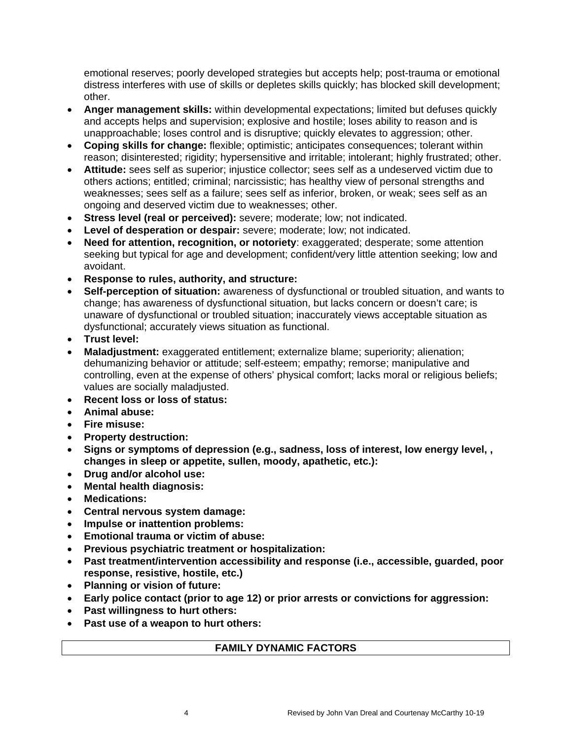emotional reserves; poorly developed strategies but accepts help; post-trauma or emotional distress interferes with use of skills or depletes skills quickly; has blocked skill development; other.

- **Anger management skills:** within developmental expectations; limited but defuses quickly and accepts helps and supervision; explosive and hostile; loses ability to reason and is unapproachable; loses control and is disruptive; quickly elevates to aggression; other.
- **Coping skills for change:** flexible; optimistic; anticipates consequences; tolerant within reason; disinterested; rigidity; hypersensitive and irritable; intolerant; highly frustrated; other.
- **Attitude:** sees self as superior; injustice collector; sees self as a undeserved victim due to others actions; entitled; criminal; narcissistic; has healthy view of personal strengths and weaknesses; sees self as a failure; sees self as inferior, broken, or weak; sees self as an ongoing and deserved victim due to weaknesses; other.
- **Stress level (real or perceived):** severe; moderate; low; not indicated.
- **Level of desperation or despair:** severe; moderate; low; not indicated.
- **Need for attention, recognition, or notoriety**: exaggerated; desperate; some attention seeking but typical for age and development; confident/very little attention seeking; low and avoidant.
- **Response to rules, authority, and structure:**
- **Self-perception of situation:** awareness of dysfunctional or troubled situation, and wants to change; has awareness of dysfunctional situation, but lacks concern or doesn't care; is unaware of dysfunctional or troubled situation; inaccurately views acceptable situation as dysfunctional; accurately views situation as functional.
- **Trust level:**
- **Maladjustment:** exaggerated entitlement; externalize blame; superiority; alienation; dehumanizing behavior or attitude; self-esteem; empathy; remorse; manipulative and controlling, even at the expense of others' physical comfort; lacks moral or religious beliefs; values are socially maladjusted.
- **Recent loss or loss of status:**
- **Animal abuse:**
- **Fire misuse:**
- **Property destruction:**
- **Signs or symptoms of depression (e.g., sadness, loss of interest, low energy level, , changes in sleep or appetite, sullen, moody, apathetic, etc.):**
- **Drug and/or alcohol use:**
- **Mental health diagnosis:**
- **Medications:**
- **Central nervous system damage:**
- **Impulse or inattention problems:**
- **Emotional trauma or victim of abuse:**
- **Previous psychiatric treatment or hospitalization:**
- **Past treatment/intervention accessibility and response (i.e., accessible, guarded, poor response, resistive, hostile, etc.)**
- **Planning or vision of future:**
- **Early police contact (prior to age 12) or prior arrests or convictions for aggression:**
- **Past willingness to hurt others:**
- **Past use of a weapon to hurt others:**

| FAMILY DYNAMIC FACTORS |
|---|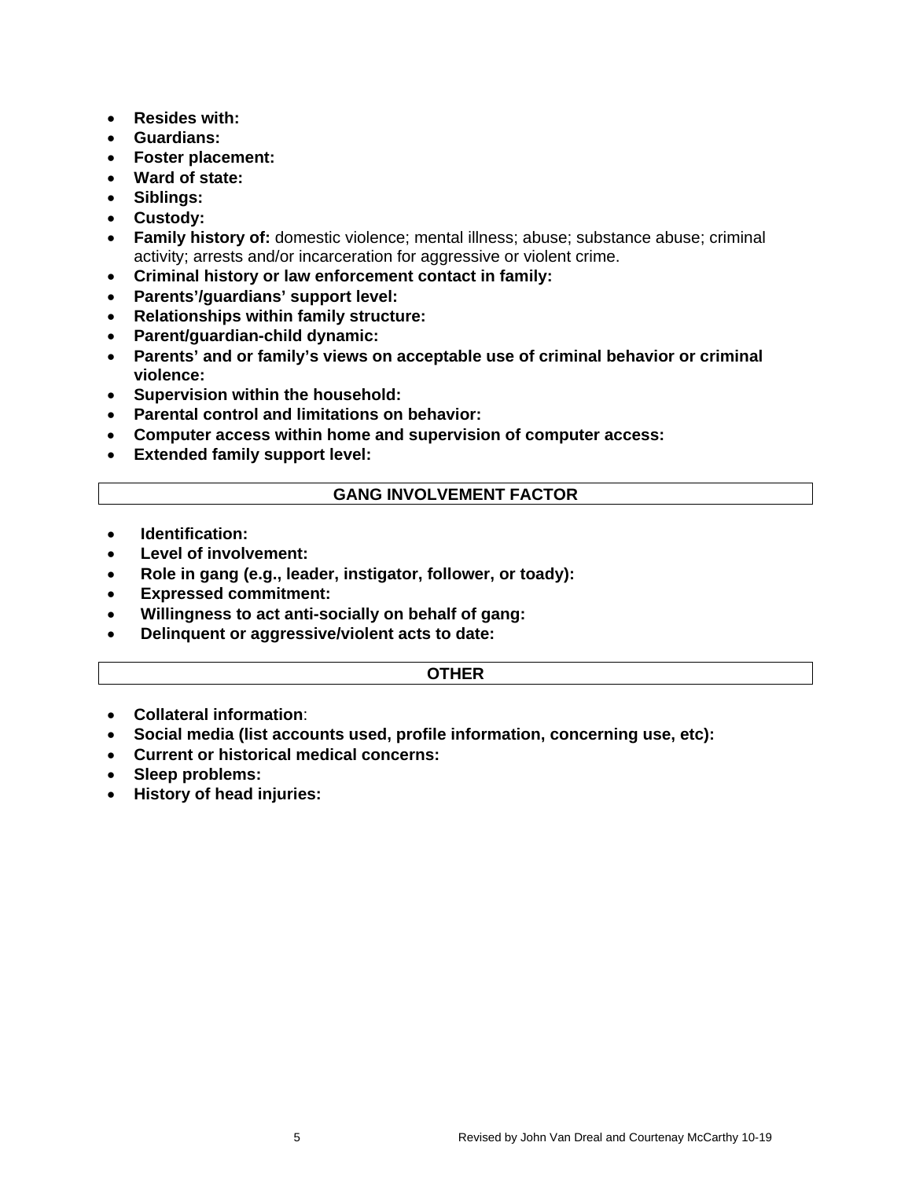- **Resides with:**
- **Guardians:**
- **Foster placement:**
- **Ward of state:**
- **Siblings:**
- **Custody:**
- **Family history of:** domestic violence; mental illness; abuse; substance abuse; criminal activity; arrests and/or incarceration for aggressive or violent crime.
- **Criminal history or law enforcement contact in family:**
- **Parents'/guardians' support level:**
- **Relationships within family structure:**
- **Parent/guardian-child dynamic:**
- **Parents' and or family's views on acceptable use of criminal behavior or criminal violence:**
- **Supervision within the household:**
- **Parental control and limitations on behavior:**
- **Computer access within home and supervision of computer access:**
- **Extended family support level:**

## GANG INVOLVEMENT FACTOR

- **Identification:**
- **Level of involvement:**
- **Role in gang (e.g., leader, instigator, follower, or toady):**
- **Expressed commitment:**
- **Willingness to act anti-socially on behalf of gang:**
- **Delinquent or aggressive/violent acts to date:**

## OTHER

- **Collateral information**:
- **Social media (list accounts used, profile information, concerning use, etc):**
- **Current or historical medical concerns:**
- **Sleep problems:**
- **History of head injuries:**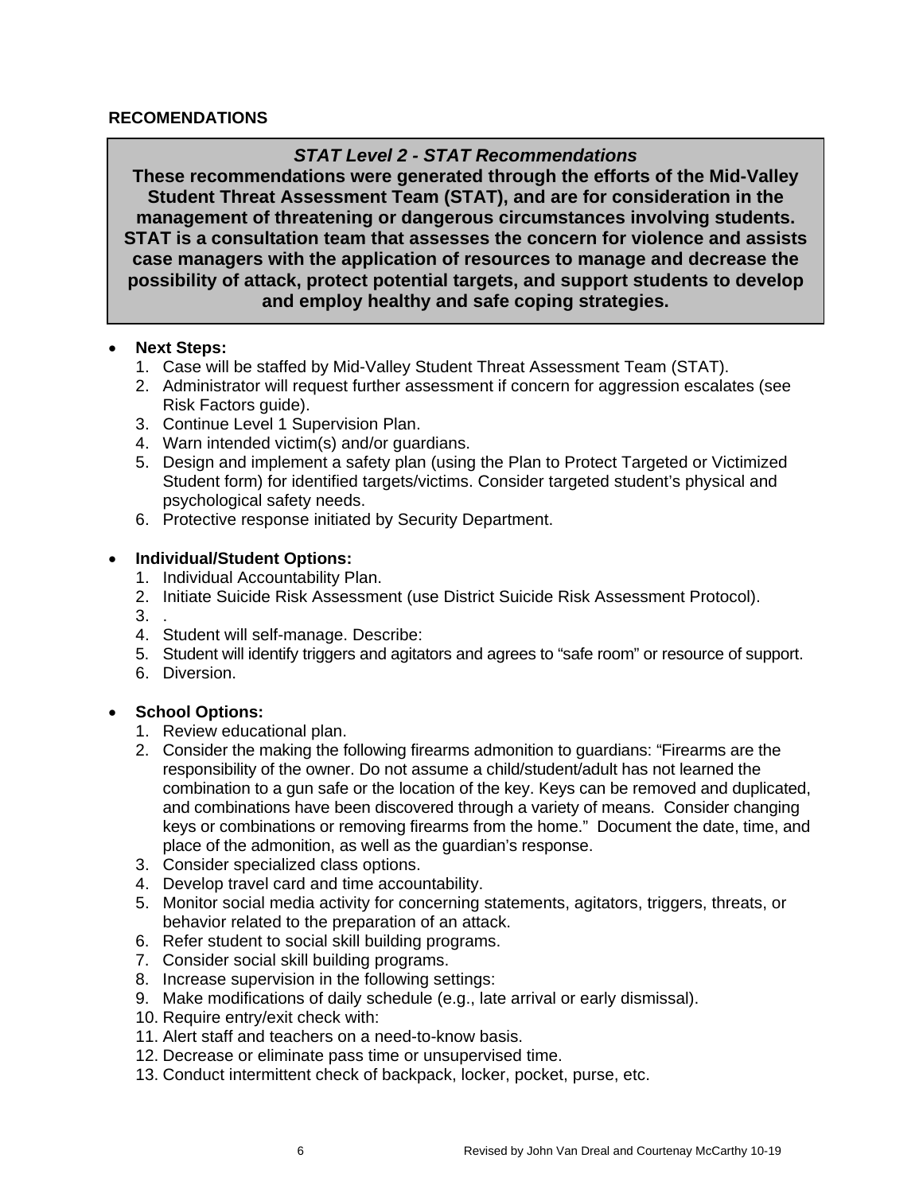**RECOMENDATIONS**

***STAT Level 2 - STAT Recommendations***

**These recommendations were generated through the efforts of the Mid-Valley Student Threat Assessment Team (STAT), and are for consideration in the management of threatening or dangerous circumstances involving students. STAT is a consultation team that assesses the concern for violence and assists case managers with the application of resources to manage and decrease the possibility of attack, protect potential targets, and support students to develop and employ healthy and safe coping strategies.**

- **Next Steps:**
  1. Case will be staffed by Mid-Valley Student Threat Assessment Team (STAT).
  2. Administrator will request further assessment if concern for aggression escalates (see Risk Factors guide).
  3. Continue Level 1 Supervision Plan.
  4. Warn intended victim(s) and/or guardians.
  5. Design and implement a safety plan (using the Plan to Protect Targeted or Victimized Student form) for identified targets/victims. Consider targeted student's physical and psychological safety needs.
  6. Protective response initiated by Security Department.

- **Individual/Student Options:**
  1. Individual Accountability Plan.
  2. Initiate Suicide Risk Assessment (use District Suicide Risk Assessment Protocol).
  3. .
  4. Student will self-manage. Describe:
  5. Student will identify triggers and agitators and agrees to "safe room" or resource of support.
  6. Diversion.

- **School Options:**
  1. Review educational plan.
  2. Consider the making the following firearms admonition to guardians: "Firearms are the responsibility of the owner. Do not assume a child/student/adult has not learned the combination to a gun safe or the location of the key. Keys can be removed and duplicated, and combinations have been discovered through a variety of means. Consider changing keys or combinations or removing firearms from the home." Document the date, time, and place of the admonition, as well as the guardian's response.
  3. Consider specialized class options.
  4. Develop travel card and time accountability.
  5. Monitor social media activity for concerning statements, agitators, triggers, threats, or behavior related to the preparation of an attack.
  6. Refer student to social skill building programs.
  7. Consider social skill building programs.
  8. Increase supervision in the following settings:
  9. Make modifications of daily schedule (e.g., late arrival or early dismissal).
  10. Require entry/exit check with:
  11. Alert staff and teachers on a need-to-know basis.
  12. Decrease or eliminate pass time or unsupervised time.
  13. Conduct intermittent check of backpack, locker, pocket, purse, etc.

Revised by John Van Dreal and Courtenay McCarthy 10-19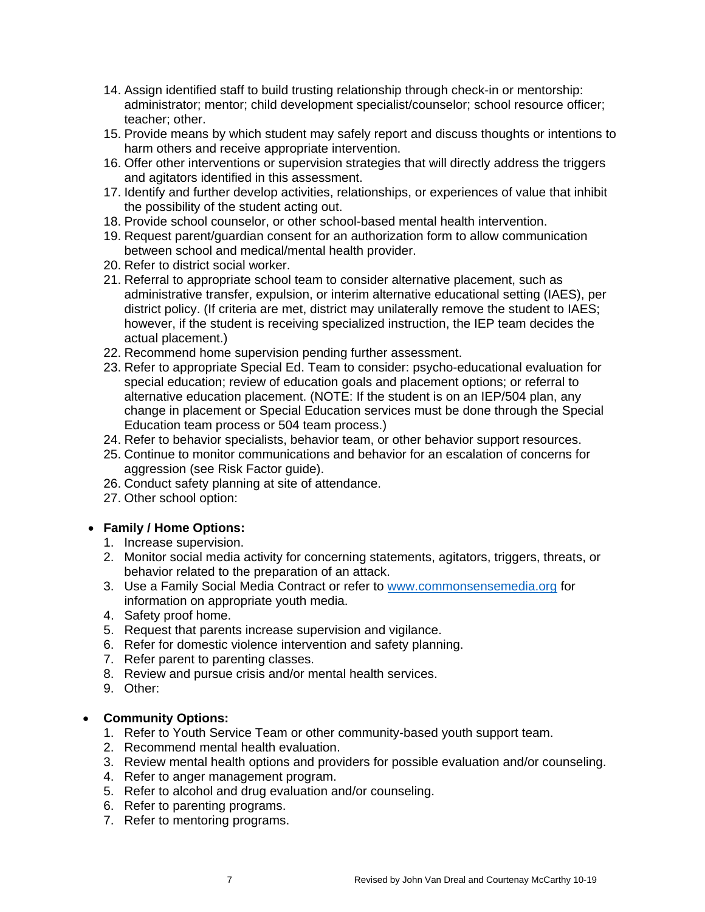14. Assign identified staff to build trusting relationship through check-in or mentorship: administrator; mentor; child development specialist/counselor; school resource officer; teacher; other.
15. Provide means by which student may safely report and discuss thoughts or intentions to harm others and receive appropriate intervention.
16. Offer other interventions or supervision strategies that will directly address the triggers and agitators identified in this assessment.
17. Identify and further develop activities, relationships, or experiences of value that inhibit the possibility of the student acting out.
18. Provide school counselor, or other school-based mental health intervention.
19. Request parent/guardian consent for an authorization form to allow communication between school and medical/mental health provider.
20. Refer to district social worker.
21. Referral to appropriate school team to consider alternative placement, such as administrative transfer, expulsion, or interim alternative educational setting (IAES), per district policy. (If criteria are met, district may unilaterally remove the student to IAES; however, if the student is receiving specialized instruction, the IEP team decides the actual placement.)
22. Recommend home supervision pending further assessment.
23. Refer to appropriate Special Ed. Team to consider: psycho-educational evaluation for special education; review of education goals and placement options; or referral to alternative education placement. (NOTE: If the student is on an IEP/504 plan, any change in placement or Special Education services must be done through the Special Education team process or 504 team process.)
24. Refer to behavior specialists, behavior team, or other behavior support resources.
25. Continue to monitor communications and behavior for an escalation of concerns for aggression (see Risk Factor guide).
26. Conduct safety planning at site of attendance.
27. Other school option:

- **Family / Home Options:**
  1. Increase supervision.
  2. Monitor social media activity for concerning statements, agitators, triggers, threats, or behavior related to the preparation of an attack.
  3. Use a Family Social Media Contract or refer to www.commonsensemedia.org for information on appropriate youth media.
  4. Safety proof home.
  5. Request that parents increase supervision and vigilance.
  6. Refer for domestic violence intervention and safety planning.
  7. Refer parent to parenting classes.
  8. Review and pursue crisis and/or mental health services.
  9. Other:

- **Community Options:**
  1. Refer to Youth Service Team or other community-based youth support team.
  2. Recommend mental health evaluation.
  3. Review mental health options and providers for possible evaluation and/or counseling.
  4. Refer to anger management program.
  5. Refer to alcohol and drug evaluation and/or counseling.
  6. Refer to parenting programs.
  7. Refer to mentoring programs.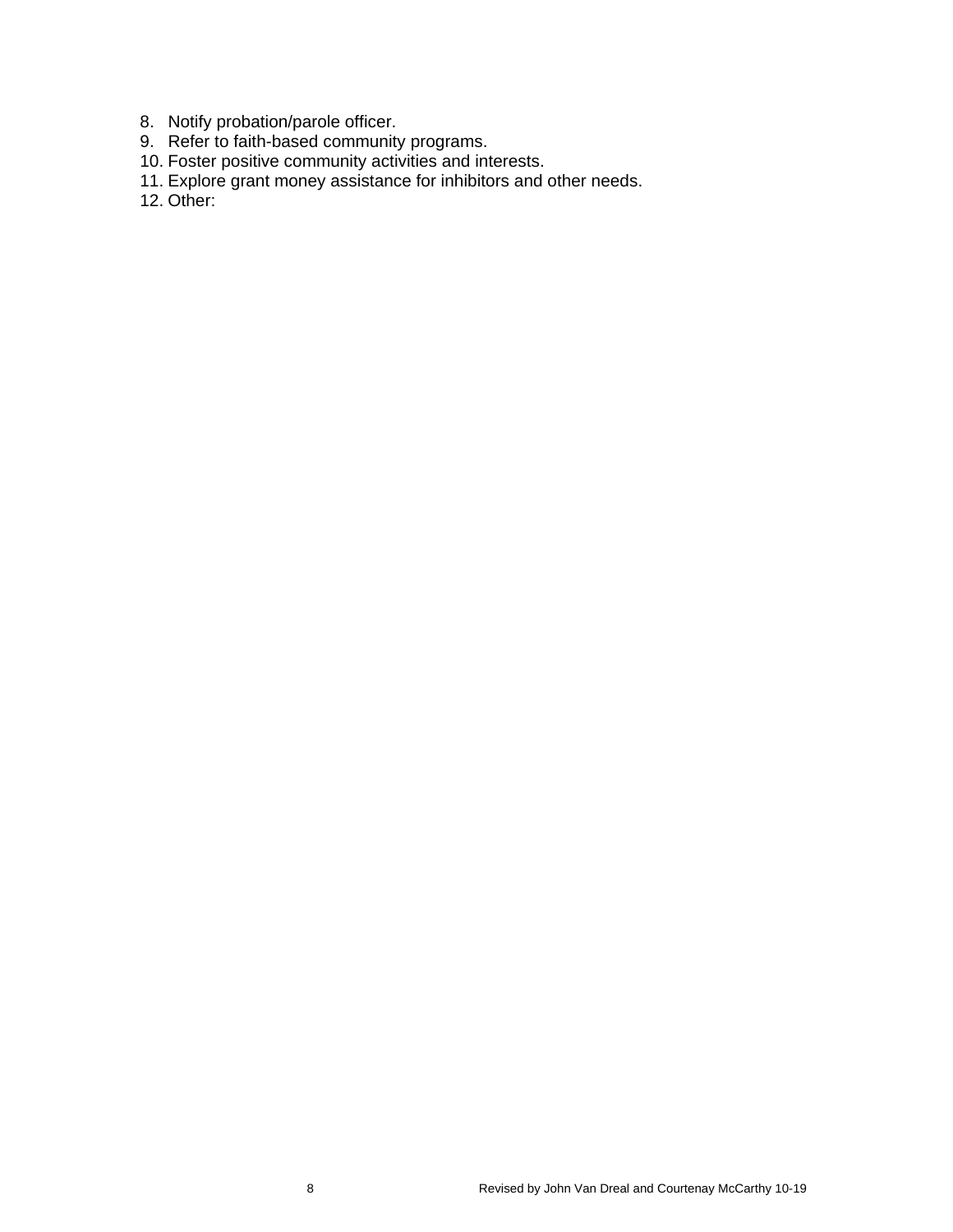8. Notify probation/parole officer.
9. Refer to faith-based community programs.
10. Foster positive community activities and interests.
11. Explore grant money assistance for inhibitors and other needs.
12. Other: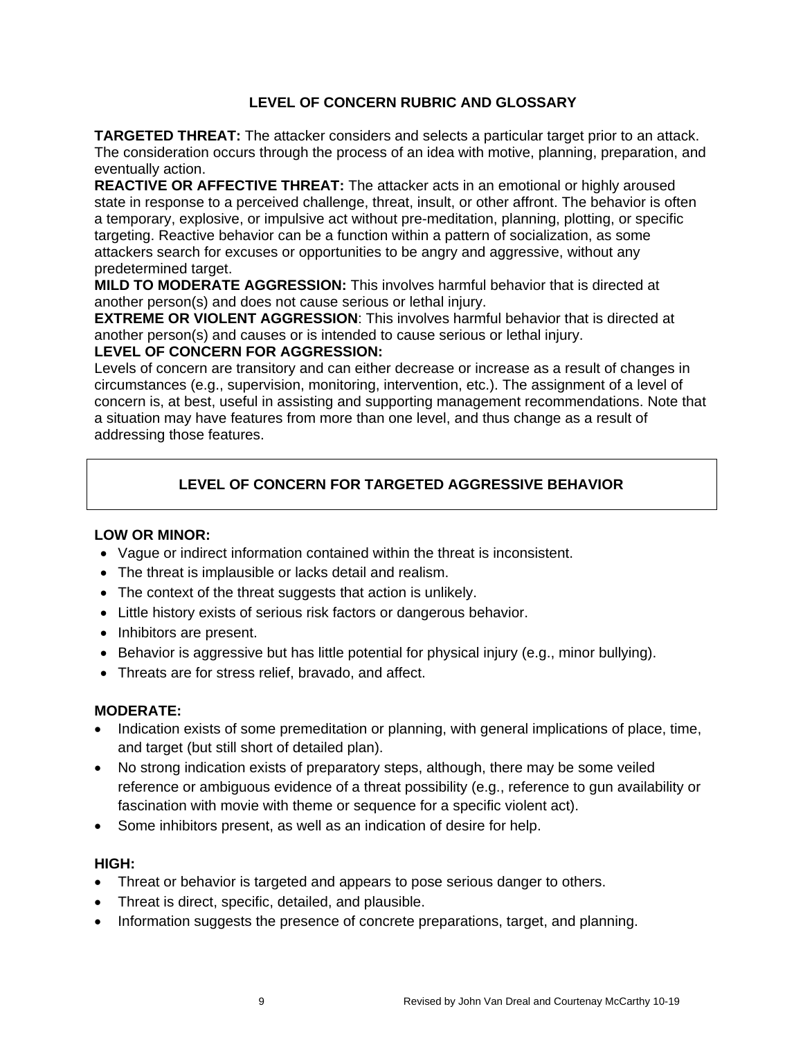## LEVEL OF CONCERN RUBRIC AND GLOSSARY

**TARGETED THREAT:** The attacker considers and selects a particular target prior to an attack. The consideration occurs through the process of an idea with motive, planning, preparation, and eventually action.

**REACTIVE OR AFFECTIVE THREAT:** The attacker acts in an emotional or highly aroused state in response to a perceived challenge, threat, insult, or other affront. The behavior is often a temporary, explosive, or impulsive act without pre-meditation, planning, plotting, or specific targeting. Reactive behavior can be a function within a pattern of socialization, as some attackers search for excuses or opportunities to be angry and aggressive, without any predetermined target.

**MILD TO MODERATE AGGRESSION:** This involves harmful behavior that is directed at another person(s) and does not cause serious or lethal injury.

**EXTREME OR VIOLENT AGGRESSION**: This involves harmful behavior that is directed at another person(s) and causes or is intended to cause serious or lethal injury.

**LEVEL OF CONCERN FOR AGGRESSION:**

Levels of concern are transitory and can either decrease or increase as a result of changes in circumstances (e.g., supervision, monitoring, intervention, etc.). The assignment of a level of concern is, at best, useful in assisting and supporting management recommendations. Note that a situation may have features from more than one level, and thus change as a result of addressing those features.

### LEVEL OF CONCERN FOR TARGETED AGGRESSIVE BEHAVIOR

**LOW OR MINOR:**

- Vague or indirect information contained within the threat is inconsistent.
- The threat is implausible or lacks detail and realism.
- The context of the threat suggests that action is unlikely.
- Little history exists of serious risk factors or dangerous behavior.
- Inhibitors are present.
- Behavior is aggressive but has little potential for physical injury (e.g., minor bullying).
- Threats are for stress relief, bravado, and affect.

**MODERATE:**

- Indication exists of some premeditation or planning, with general implications of place, time, and target (but still short of detailed plan).
- No strong indication exists of preparatory steps, although, there may be some veiled reference or ambiguous evidence of a threat possibility (e.g., reference to gun availability or fascination with movie with theme or sequence for a specific violent act).
- Some inhibitors present, as well as an indication of desire for help.

**HIGH:**

- Threat or behavior is targeted and appears to pose serious danger to others.
- Threat is direct, specific, detailed, and plausible.
- Information suggests the presence of concrete preparations, target, and planning.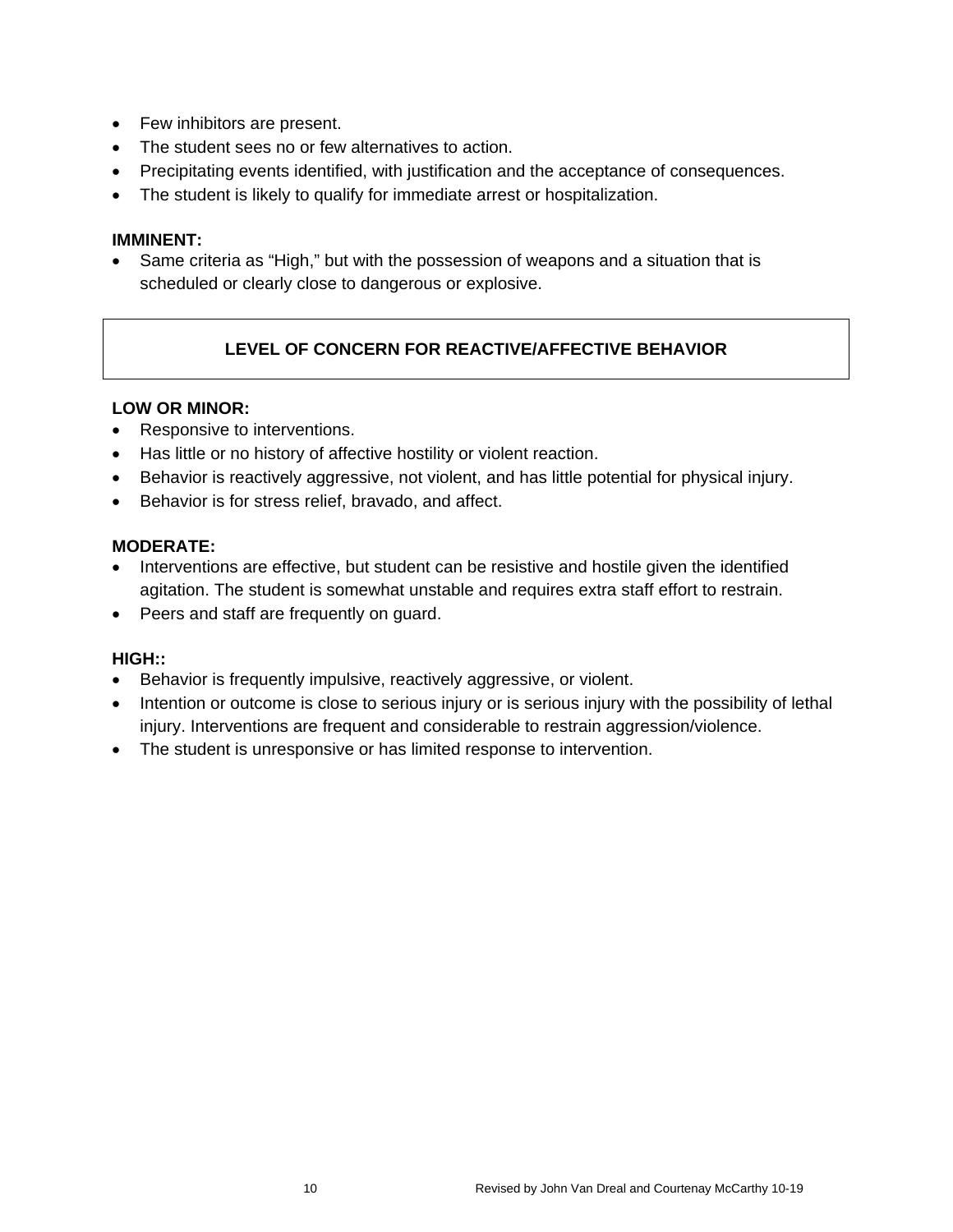- Few inhibitors are present.
- The student sees no or few alternatives to action.
- Precipitating events identified, with justification and the acceptance of consequences.
- The student is likely to qualify for immediate arrest or hospitalization.

**IMMINENT:**

- Same criteria as "High," but with the possession of weapons and a situation that is scheduled or clearly close to dangerous or explosive.

## LEVEL OF CONCERN FOR REACTIVE/AFFECTIVE BEHAVIOR

**LOW OR MINOR:**

- Responsive to interventions.
- Has little or no history of affective hostility or violent reaction.
- Behavior is reactively aggressive, not violent, and has little potential for physical injury.
- Behavior is for stress relief, bravado, and affect.

**MODERATE:**

- Interventions are effective, but student can be resistive and hostile given the identified agitation. The student is somewhat unstable and requires extra staff effort to restrain.
- Peers and staff are frequently on guard.

**HIGH::**

- Behavior is frequently impulsive, reactively aggressive, or violent.
- Intention or outcome is close to serious injury or is serious injury with the possibility of lethal injury. Interventions are frequent and considerable to restrain aggression/violence.
- The student is unresponsive or has limited response to intervention.